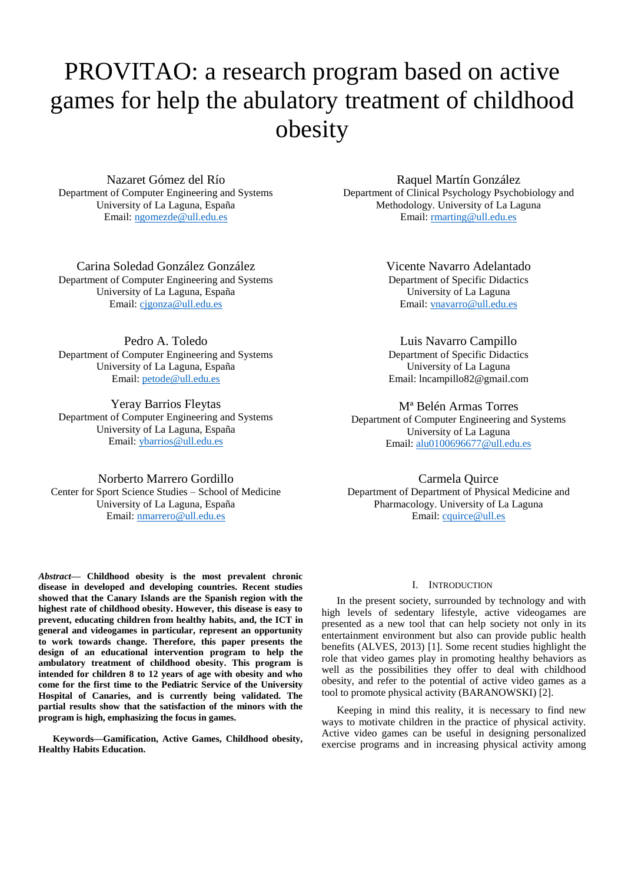# PROVITAO: a research program based on active games for help the abulatory treatment of childhood obesity

Nazaret Gómez del Río
Department of Computer Engineering and Systems
University of La Laguna, España
Email: ngomezde@ull.edu.es

Raquel Martín González
Department of Clinical Psychology Psychobiology and Methodology. University of La Laguna
Email: rmarting@ull.edu.es

Carina Soledad González González
Department of Computer Engineering and Systems
University of La Laguna, España
Email: cjgonza@ull.edu.es

Vicente Navarro Adelantado
Department of Specific Didactics
University of La Laguna
Email: vnavarro@ull.edu.es

Pedro A. Toledo
Department of Computer Engineering and Systems
University of La Laguna, España
Email: petode@ull.edu.es

Luis Navarro Campillo
Department of Specific Didactics
University of La Laguna
Email: lncampillo82@gmail.com

Yeray Barrios Fleytas
Department of Computer Engineering and Systems
University of La Laguna, España
Email: ybarrios@ull.edu.es

Mª Belén Armas Torres
Department of Computer Engineering and Systems
University of La Laguna
Email: alu0100696677@ull.edu.es

Norberto Marrero Gordillo
Center for Sport Science Studies – School of Medicine
University of La Laguna, España
Email: nmarrero@ull.edu.es

Carmela Quirce
Department of Department of Physical Medicine and Pharmacology. University of La Laguna
Email: cquirce@ull.es

***Abstract*— Childhood obesity is the most prevalent chronic disease in developed and developing countries. Recent studies showed that the Canary Islands are the Spanish region with the highest rate of childhood obesity. However, this disease is easy to prevent, educating children from healthy habits, and, the ICT in general and videogames in particular, represent an opportunity to work towards change. Therefore, this paper presents the design of an educational intervention program to help the ambulatory treatment of childhood obesity. This program is intended for children 8 to 12 years of age with obesity and who come for the first time to the Pediatric Service of the University Hospital of Canaries, and is currently being validated. The partial results show that the satisfaction of the minors with the program is high, emphasizing the focus in games.**

**Keywords—Gamification, Active Games, Childhood obesity, Healthy Habits Education.**

## I. Introduction

In the present society, surrounded by technology and with high levels of sedentary lifestyle, active videogames are presented as a new tool that can help society not only in its entertainment environment but also can provide public health benefits (ALVES, 2013) [1]. Some recent studies highlight the role that video games play in promoting healthy behaviors as well as the possibilities they offer to deal with childhood obesity, and refer to the potential of active video games as a tool to promote physical activity (BARANOWSKI) [2].

Keeping in mind this reality, it is necessary to find new ways to motivate children in the practice of physical activity. Active video games can be useful in designing personalized exercise programs and in increasing physical activity among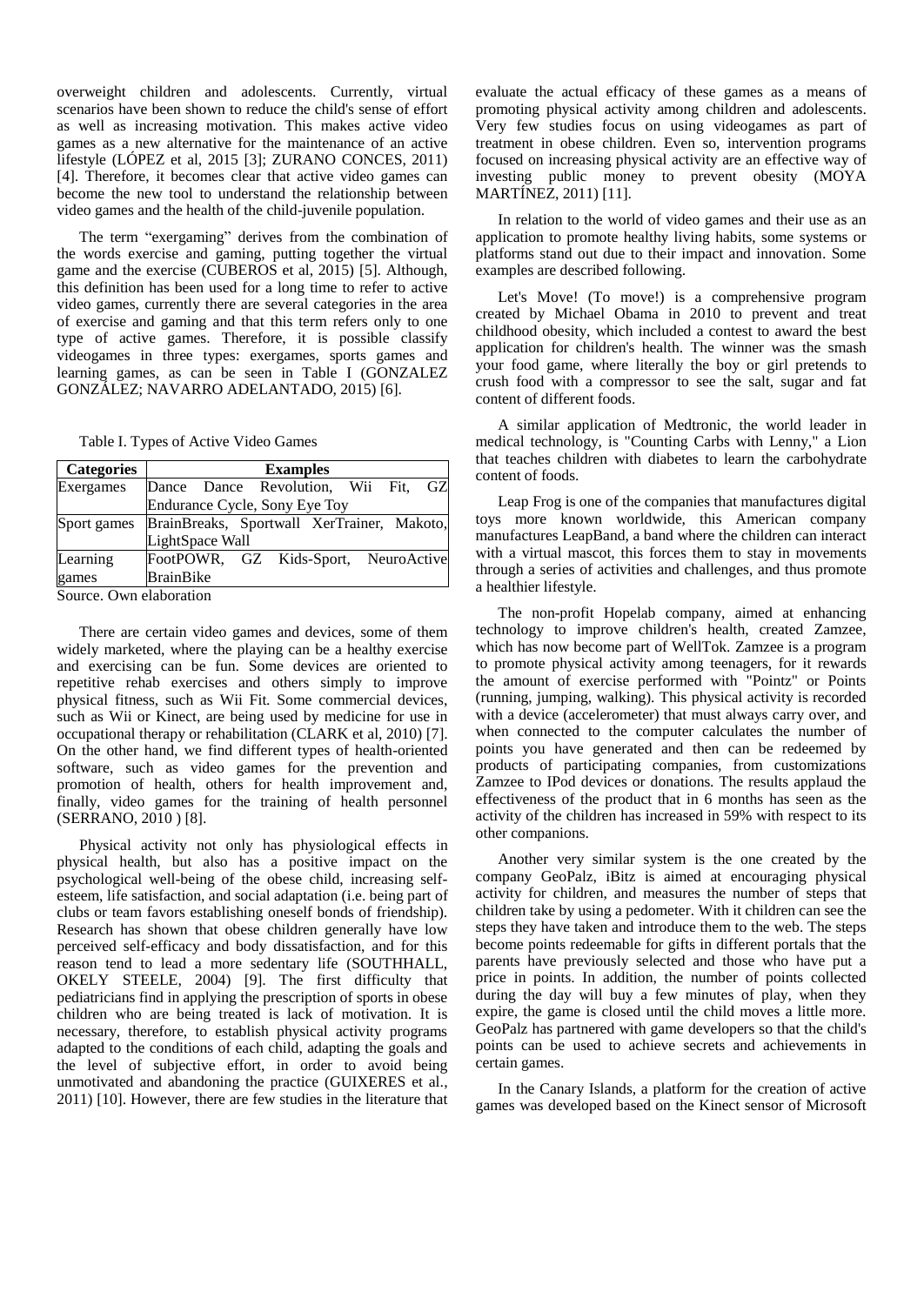overweight children and adolescents. Currently, virtual scenarios have been shown to reduce the child's sense of effort as well as increasing motivation. This makes active video games as a new alternative for the maintenance of an active lifestyle (LÓPEZ et al, 2015 [3]; ZURANO CONCES, 2011) [4]. Therefore, it becomes clear that active video games can become the new tool to understand the relationship between video games and the health of the child-juvenile population.

The term "exergaming" derives from the combination of the words exercise and gaming, putting together the virtual game and the exercise (CUBEROS et al, 2015) [5]. Although, this definition has been used for a long time to refer to active video games, currently there are several categories in the area of exercise and gaming and that this term refers only to one type of active games. Therefore, it is possible classify videogames in three types: exergames, sports games and learning games, as can be seen in Table I (GONZALEZ GONZÁLEZ; NAVARRO ADELANTADO, 2015) [6].

Table I. Types of Active Video Games

| Categories | Examples |
| --- | --- |
| Exergames | Dance Dance Revolution, Wii Fit, GZ Endurance Cycle, Sony Eye Toy |
| Sport games | BrainBreaks, Sportwall XerTrainer, Makoto, LightSpace Wall |
| Learning games | FootPOWR, GZ Kids-Sport, NeuroActive BrainBike |

Source. Own elaboration

There are certain video games and devices, some of them widely marketed, where the playing can be a healthy exercise and exercising can be fun. Some devices are oriented to repetitive rehab exercises and others simply to improve physical fitness, such as Wii Fit. Some commercial devices, such as Wii or Kinect, are being used by medicine for use in occupational therapy or rehabilitation (CLARK et al, 2010) [7]. On the other hand, we find different types of health-oriented software, such as video games for the prevention and promotion of health, others for health improvement and, finally, video games for the training of health personnel (SERRANO, 2010 ) [8].

Physical activity not only has physiological effects in physical health, but also has a positive impact on the psychological well-being of the obese child, increasing self-esteem, life satisfaction, and social adaptation (i.e. being part of clubs or team favors establishing oneself bonds of friendship). Research has shown that obese children generally have low perceived self-efficacy and body dissatisfaction, and for this reason tend to lead a more sedentary life (SOUTHHALL, OKELY STEELE, 2004) [9]. The first difficulty that pediatricians find in applying the prescription of sports in obese children who are being treated is lack of motivation. It is necessary, therefore, to establish physical activity programs adapted to the conditions of each child, adapting the goals and the level of subjective effort, in order to avoid being unmotivated and abandoning the practice (GUIXERES et al., 2011) [10]. However, there are few studies in the literature that evaluate the actual efficacy of these games as a means of promoting physical activity among children and adolescents. Very few studies focus on using videogames as part of treatment in obese children. Even so, intervention programs focused on increasing physical activity are an effective way of investing public money to prevent obesity (MOYA MARTÍNEZ, 2011) [11].

In relation to the world of video games and their use as an application to promote healthy living habits, some systems or platforms stand out due to their impact and innovation. Some examples are described following.

Let's Move! (To move!) is a comprehensive program created by Michael Obama in 2010 to prevent and treat childhood obesity, which included a contest to award the best application for children's health. The winner was the smash your food game, where literally the boy or girl pretends to crush food with a compressor to see the salt, sugar and fat content of different foods.

A similar application of Medtronic, the world leader in medical technology, is "Counting Carbs with Lenny," a Lion that teaches children with diabetes to learn the carbohydrate content of foods.

Leap Frog is one of the companies that manufactures digital toys more known worldwide, this American company manufactures LeapBand, a band where the children can interact with a virtual mascot, this forces them to stay in movements through a series of activities and challenges, and thus promote a healthier lifestyle.

The non-profit Hopelab company, aimed at enhancing technology to improve children's health, created Zamzee, which has now become part of WellTok. Zamzee is a program to promote physical activity among teenagers, for it rewards the amount of exercise performed with "Pointz" or Points (running, jumping, walking). This physical activity is recorded with a device (accelerometer) that must always carry over, and when connected to the computer calculates the number of points you have generated and then can be redeemed by products of participating companies, from customizations Zamzee to IPod devices or donations. The results applaud the effectiveness of the product that in 6 months has seen as the activity of the children has increased in 59% with respect to its other companions.

Another very similar system is the one created by the company GeoPalz, iBitz is aimed at encouraging physical activity for children, and measures the number of steps that children take by using a pedometer. With it children can see the steps they have taken and introduce them to the web. The steps become points redeemable for gifts in different portals that the parents have previously selected and those who have put a price in points. In addition, the number of points collected during the day will buy a few minutes of play, when they expire, the game is closed until the child moves a little more. GeoPalz has partnered with game developers so that the child's points can be used to achieve secrets and achievements in certain games.

In the Canary Islands, a platform for the creation of active games was developed based on the Kinect sensor of Microsoft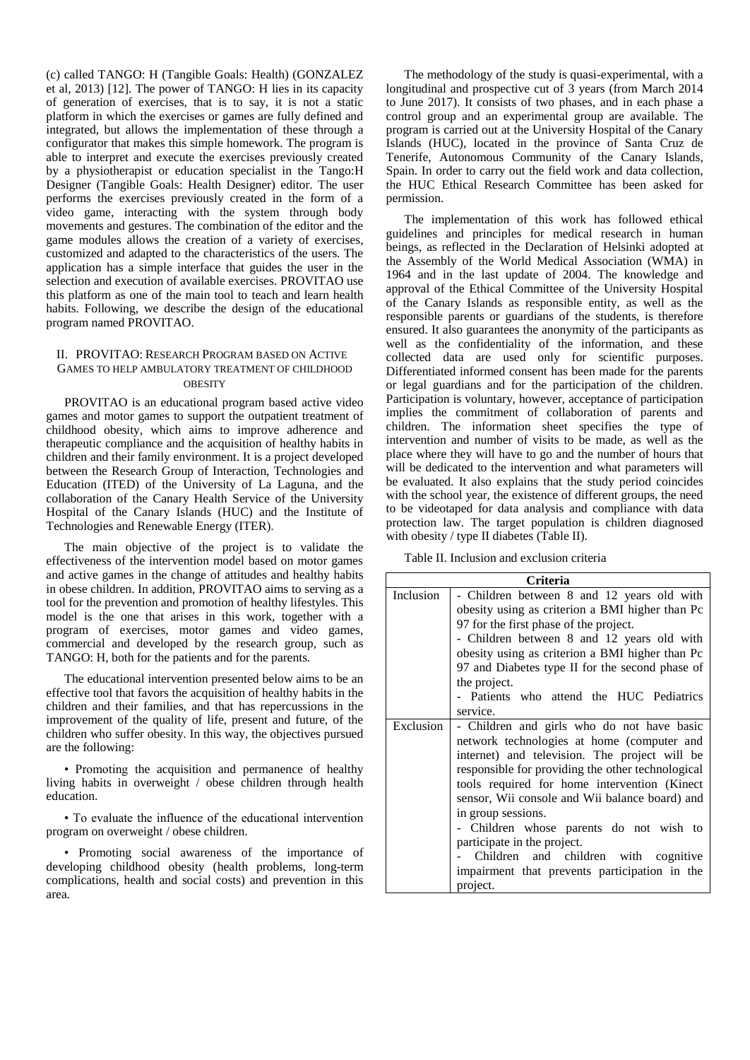(c) called TANGO: H (Tangible Goals: Health) (GONZALEZ et al, 2013) [12]. The power of TANGO: H lies in its capacity of generation of exercises, that is to say, it is not a static platform in which the exercises or games are fully defined and integrated, but allows the implementation of these through a configurator that makes this simple homework. The program is able to interpret and execute the exercises previously created by a physiotherapist or education specialist in the Tango:H Designer (Tangible Goals: Health Designer) editor. The user performs the exercises previously created in the form of a video game, interacting with the system through body movements and gestures. The combination of the editor and the game modules allows the creation of a variety of exercises, customized and adapted to the characteristics of the users. The application has a simple interface that guides the user in the selection and execution of available exercises. PROVITAO use this platform as one of the main tool to teach and learn health habits. Following, we describe the design of the educational program named PROVITAO.

## II. PROVITAO: Research Program based on Active Games to help ambulatory treatment of childhood obesity

PROVITAO is an educational program based active video games and motor games to support the outpatient treatment of childhood obesity, which aims to improve adherence and therapeutic compliance and the acquisition of healthy habits in children and their family environment. It is a project developed between the Research Group of Interaction, Technologies and Education (ITED) of the University of La Laguna, and the collaboration of the Canary Health Service of the University Hospital of the Canary Islands (HUC) and the Institute of Technologies and Renewable Energy (ITER).

The main objective of the project is to validate the effectiveness of the intervention model based on motor games and active games in the change of attitudes and healthy habits in obese children. In addition, PROVITAO aims to serving as a tool for the prevention and promotion of healthy lifestyles. This model is the one that arises in this work, together with a program of exercises, motor games and video games, commercial and developed by the research group, such as TANGO: H, both for the patients and for the parents.

The educational intervention presented below aims to be an effective tool that favors the acquisition of healthy habits in the children and their families, and that has repercussions in the improvement of the quality of life, present and future, of the children who suffer obesity. In this way, the objectives pursued are the following:

• Promoting the acquisition and permanence of healthy living habits in overweight / obese children through health education.

• To evaluate the influence of the educational intervention program on overweight / obese children.

• Promoting social awareness of the importance of developing childhood obesity (health problems, long-term complications, health and social costs) and prevention in this area.

The methodology of the study is quasi-experimental, with a longitudinal and prospective cut of 3 years (from March 2014 to June 2017). It consists of two phases, and in each phase a control group and an experimental group are available. The program is carried out at the University Hospital of the Canary Islands (HUC), located in the province of Santa Cruz de Tenerife, Autonomous Community of the Canary Islands, Spain. In order to carry out the field work and data collection, the HUC Ethical Research Committee has been asked for permission.

The implementation of this work has followed ethical guidelines and principles for medical research in human beings, as reflected in the Declaration of Helsinki adopted at the Assembly of the World Medical Association (WMA) in 1964 and in the last update of 2004. The knowledge and approval of the Ethical Committee of the University Hospital of the Canary Islands as responsible entity, as well as the responsible parents or guardians of the students, is therefore ensured. It also guarantees the anonymity of the participants as well as the confidentiality of the information, and these collected data are used only for scientific purposes. Differentiated informed consent has been made for the parents or legal guardians and for the participation of the children. Participation is voluntary, however, acceptance of participation implies the commitment of collaboration of parents and children. The information sheet specifies the type of intervention and number of visits to be made, as well as the place where they will have to go and the number of hours that will be dedicated to the intervention and what parameters will be evaluated. It also explains that the study period coincides with the school year, the existence of different groups, the need to be videotaped for data analysis and compliance with data protection law. The target population is children diagnosed with obesity / type II diabetes (Table II).

Table II. Inclusion and exclusion criteria

| Criteria | |
|---|---|
| Inclusion | - Children between 8 and 12 years old with obesity using as criterion a BMI higher than Pc 97 for the first phase of the project.<br>- Children between 8 and 12 years old with obesity using as criterion a BMI higher than Pc 97 and Diabetes type II for the second phase of the project.<br>- Patients who attend the HUC Pediatrics service. |
| Exclusion | - Children and girls who do not have basic network technologies at home (computer and internet) and television. The project will be responsible for providing the other technological tools required for home intervention (Kinect sensor, Wii console and Wii balance board) and in group sessions.<br>- Children whose parents do not wish to participate in the project.<br>- Children and children with cognitive impairment that prevents participation in the project. |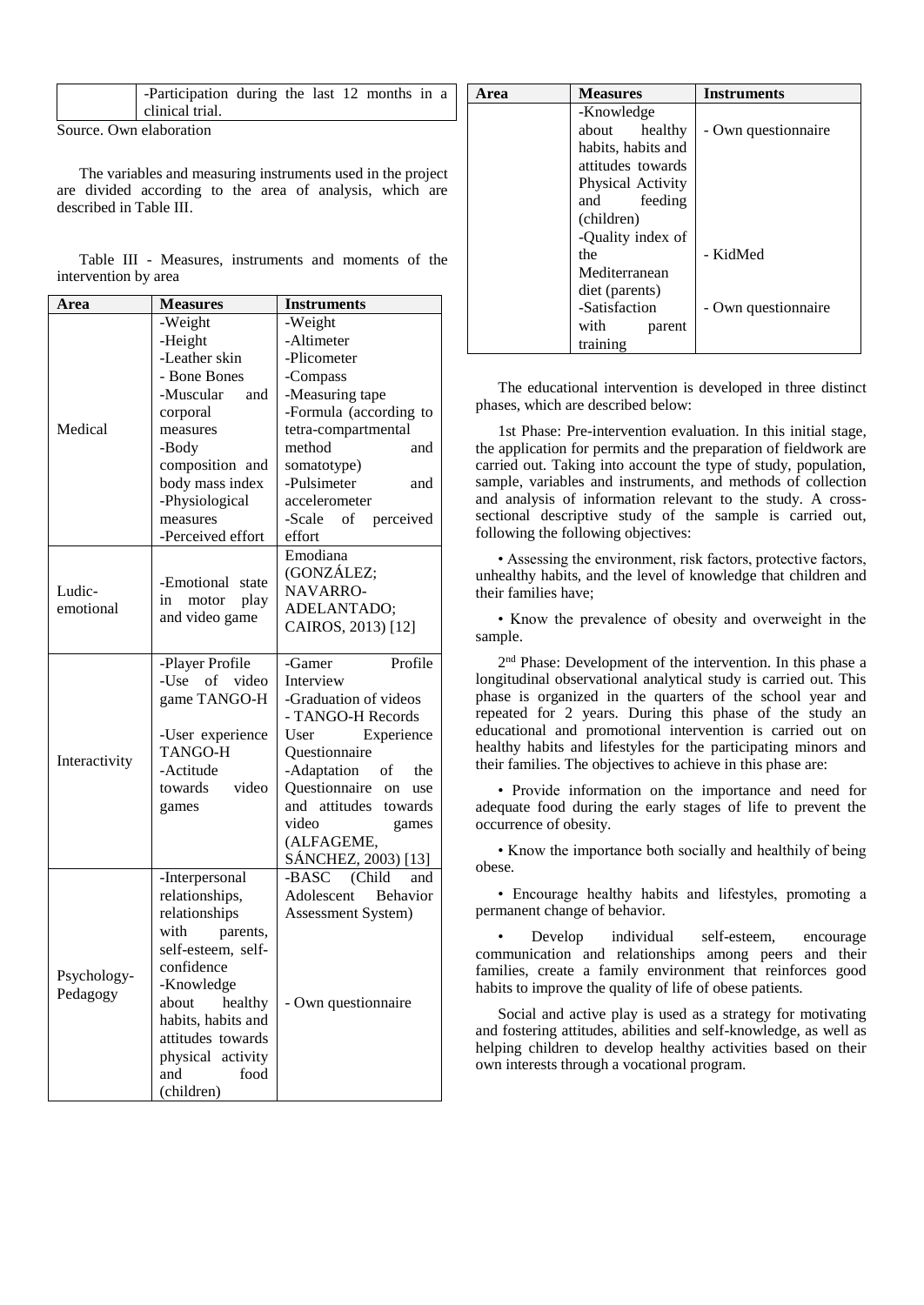| | -Participation during the last 12 months in a clinical trial. |
|---|---|

Source. Own elaboration

The variables and measuring instruments used in the project are divided according to the area of analysis, which are described in Table III.

Table III - Measures, instruments and moments of the intervention by area

| Area | Measures | Instruments |
|---|---|---|
| Medical | -Weight<br>-Height<br>-Leather skin<br>- Bone Bones<br>-Muscular and corporal measures<br>-Body composition and body mass index<br>-Physiological measures<br>-Perceived effort | -Weight<br>-Altimeter<br>-Plicometer<br>-Compass<br>-Measuring tape<br>-Formula (according to tetra-compartmental method and somatotype)<br>-Pulsimeter and accelerometer<br>-Scale of perceived effort |
| Ludic-emotional | -Emotional state in motor play and video game | Emodiana (GONZÁLEZ; NAVARRO-ADELANTADO; CAIROS, 2013) [12] |
| Interactivity | -Player Profile<br>-Use of video game TANGO-H<br>-User experience TANGO-H<br>-Actitude towards video games | -Gamer Profile Interview<br>-Graduation of videos<br>- TANGO-H Records<br>User Experience Questionnaire<br>-Adaptation of the Questionnaire on use and attitudes towards video games (ALFAGEME, SÁNCHEZ, 2003) [13] |
| Psychology-Pedagogy | -Interpersonal relationships, relationships with parents, self-esteem, self-confidence<br>-Knowledge about healthy habits, habits and attitudes towards physical activity and food (children) | -BASC (Child and Adolescent Behavior Assessment System)<br>- Own questionnaire |
| | -Knowledge about healthy habits, habits and attitudes towards Physical Activity and feeding (children) | - Own questionnaire |
| | -Quality index of the Mediterranean diet (parents) | - KidMed |
| | -Satisfaction with parent training | - Own questionnaire |

The educational intervention is developed in three distinct phases, which are described below:

1st Phase: Pre-intervention evaluation. In this initial stage, the application for permits and the preparation of fieldwork are carried out. Taking into account the type of study, population, sample, variables and instruments, and methods of collection and analysis of information relevant to the study. A cross-sectional descriptive study of the sample is carried out, following the following objectives:

• Assessing the environment, risk factors, protective factors, unhealthy habits, and the level of knowledge that children and their families have;

• Know the prevalence of obesity and overweight in the sample.

2nd Phase: Development of the intervention. In this phase a longitudinal observational analytical study is carried out. This phase is organized in the quarters of the school year and repeated for 2 years. During this phase of the study an educational and promotional intervention is carried out on healthy habits and lifestyles for the participating minors and their families. The objectives to achieve in this phase are:

• Provide information on the importance and need for adequate food during the early stages of life to prevent the occurrence of obesity.

• Know the importance both socially and healthily of being obese.

• Encourage healthy habits and lifestyles, promoting a permanent change of behavior.

• Develop individual self-esteem, encourage communication and relationships among peers and their families, create a family environment that reinforces good habits to improve the quality of life of obese patients.

Social and active play is used as a strategy for motivating and fostering attitudes, abilities and self-knowledge, as well as helping children to develop healthy activities based on their own interests through a vocational program.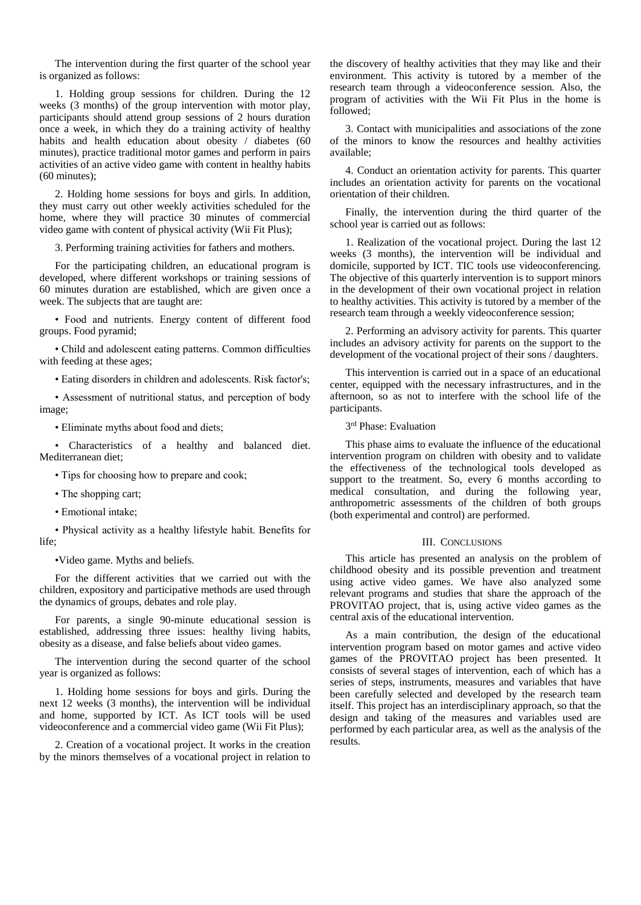The intervention during the first quarter of the school year is organized as follows:

1. Holding group sessions for children. During the 12 weeks (3 months) of the group intervention with motor play, participants should attend group sessions of 2 hours duration once a week, in which they do a training activity of healthy habits and health education about obesity / diabetes (60 minutes), practice traditional motor games and perform in pairs activities of an active video game with content in healthy habits (60 minutes);

2. Holding home sessions for boys and girls. In addition, they must carry out other weekly activities scheduled for the home, where they will practice 30 minutes of commercial video game with content of physical activity (Wii Fit Plus);

3. Performing training activities for fathers and mothers.

For the participating children, an educational program is developed, where different workshops or training sessions of 60 minutes duration are established, which are given once a week. The subjects that are taught are:

- Food and nutrients. Energy content of different food groups. Food pyramid;
- Child and adolescent eating patterns. Common difficulties with feeding at these ages;
- Eating disorders in children and adolescents. Risk factor's;
- Assessment of nutritional status, and perception of body image;
- Eliminate myths about food and diets;
- Characteristics of a healthy and balanced diet. Mediterranean diet;
- Tips for choosing how to prepare and cook;
- The shopping cart;
- Emotional intake;
- Physical activity as a healthy lifestyle habit. Benefits for life;
- Video game. Myths and beliefs.

For the different activities that we carried out with the children, expository and participative methods are used through the dynamics of groups, debates and role play.

For parents, a single 90-minute educational session is established, addressing three issues: healthy living habits, obesity as a disease, and false beliefs about video games.

The intervention during the second quarter of the school year is organized as follows:

1. Holding home sessions for boys and girls. During the next 12 weeks (3 months), the intervention will be individual and home, supported by ICT. As ICT tools will be used videoconference and a commercial video game (Wii Fit Plus);

2. Creation of a vocational project. It works in the creation by the minors themselves of a vocational project in relation to the discovery of healthy activities that they may like and their environment. This activity is tutored by a member of the research team through a videoconference session. Also, the program of activities with the Wii Fit Plus in the home is followed;

3. Contact with municipalities and associations of the zone of the minors to know the resources and healthy activities available;

4. Conduct an orientation activity for parents. This quarter includes an orientation activity for parents on the vocational orientation of their children.

Finally, the intervention during the third quarter of the school year is carried out as follows:

1. Realization of the vocational project. During the last 12 weeks (3 months), the intervention will be individual and domicile, supported by ICT. TIC tools use videoconferencing. The objective of this quarterly intervention is to support minors in the development of their own vocational project in relation to healthy activities. This activity is tutored by a member of the research team through a weekly videoconference session;

2. Performing an advisory activity for parents. This quarter includes an advisory activity for parents on the support to the development of the vocational project of their sons / daughters.

This intervention is carried out in a space of an educational center, equipped with the necessary infrastructures, and in the afternoon, so as not to interfere with the school life of the participants.

3rd Phase: Evaluation

This phase aims to evaluate the influence of the educational intervention program on children with obesity and to validate the effectiveness of the technological tools developed as support to the treatment. So, every 6 months according to medical consultation, and during the following year, anthropometric assessments of the children of both groups (both experimental and control) are performed.

## III. Conclusions

This article has presented an analysis on the problem of childhood obesity and its possible prevention and treatment using active video games. We have also analyzed some relevant programs and studies that share the approach of the PROVITAO project, that is, using active video games as the central axis of the educational intervention.

As a main contribution, the design of the educational intervention program based on motor games and active video games of the PROVITAO project has been presented. It consists of several stages of intervention, each of which has a series of steps, instruments, measures and variables that have been carefully selected and developed by the research team itself. This project has an interdisciplinary approach, so that the design and taking of the measures and variables used are performed by each particular area, as well as the analysis of the results.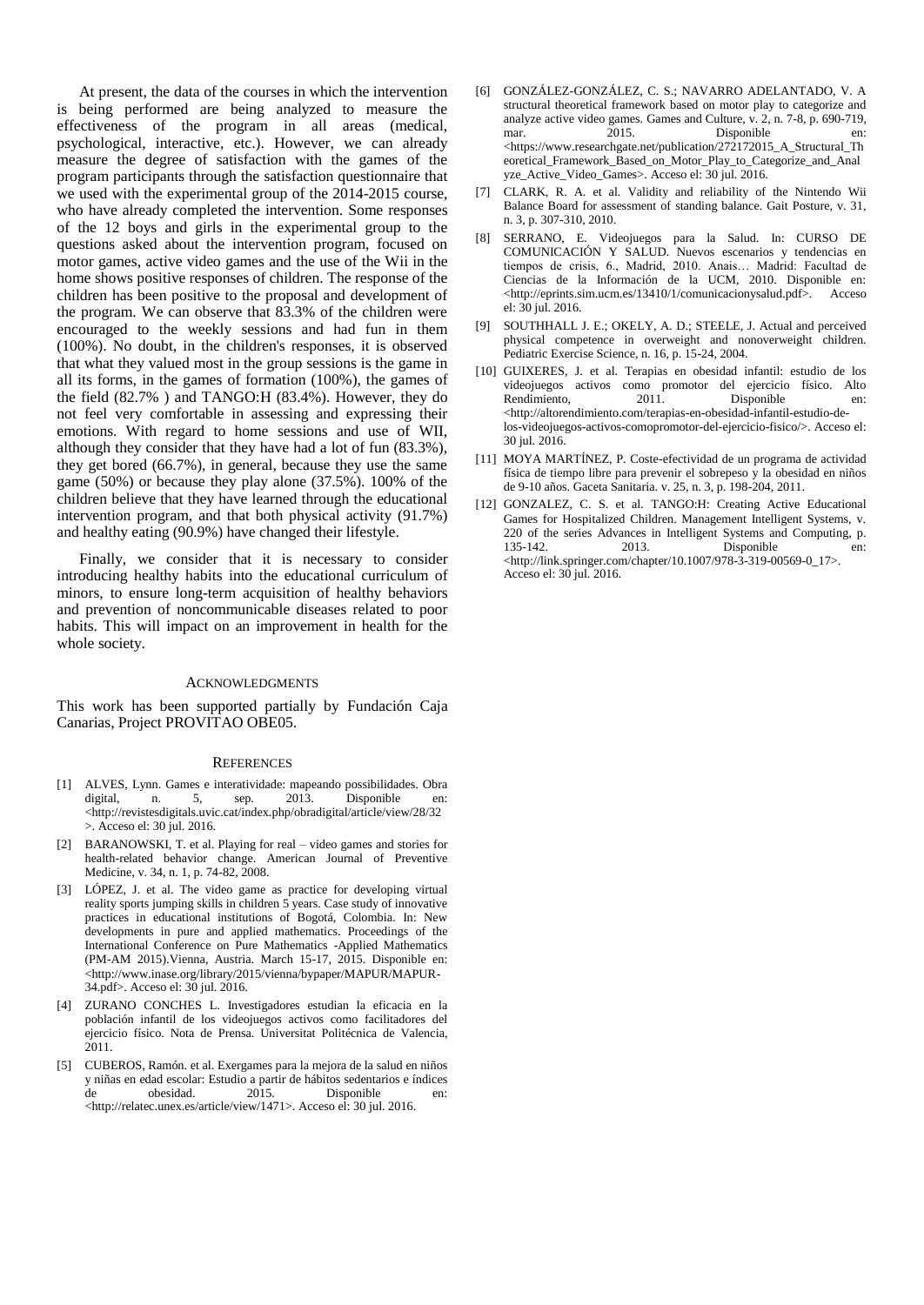At present, the data of the courses in which the intervention is being performed are being analyzed to measure the effectiveness of the program in all areas (medical, psychological, interactive, etc.). However, we can already measure the degree of satisfaction with the games of the program participants through the satisfaction questionnaire that we used with the experimental group of the 2014-2015 course, who have already completed the intervention. Some responses of the 12 boys and girls in the experimental group to the questions asked about the intervention program, focused on motor games, active video games and the use of the Wii in the home shows positive responses of children. The response of the children has been positive to the proposal and development of the program. We can observe that 83.3% of the children were encouraged to the weekly sessions and had fun in them (100%). No doubt, in the children's responses, it is observed that what they valued most in the group sessions is the game in all its forms, in the games of formation (100%), the games of the field (82.7% ) and TANGO:H (83.4%). However, they do not feel very comfortable in assessing and expressing their emotions. With regard to home sessions and use of WII, although they consider that they have had a lot of fun (83.3%), they get bored (66.7%), in general, because they use the same game (50%) or because they play alone (37.5%). 100% of the children believe that they have learned through the educational intervention program, and that both physical activity (91.7%) and healthy eating (90.9%) have changed their lifestyle.

Finally, we consider that it is necessary to consider introducing healthy habits into the educational curriculum of minors, to ensure long-term acquisition of healthy behaviors and prevention of noncommunicable diseases related to poor habits. This will impact on an improvement in health for the whole society.

## Acknowledgments

This work has been supported partially by Fundación Caja Canarias, Project PROVITAO OBE05.

## References

[1] ALVES, Lynn. Games e interatividade: mapeando possibilidades. Obra digital, n. 5, sep. 2013. Disponible en: <http://revistesdigitals.uvic.cat/index.php/obradigital/article/view/28/32>. Acceso el: 30 jul. 2016.

[2] BARANOWSKI, T. et al. Playing for real – video games and stories for health-related behavior change. American Journal of Preventive Medicine, v. 34, n. 1, p. 74-82, 2008.

[3] LÓPEZ, J. et al. The video game as practice for developing virtual reality sports jumping skills in children 5 years. Case study of innovative practices in educational institutions of Bogotá, Colombia. In: New developments in pure and applied mathematics. Proceedings of the International Conference on Pure Mathematics -Applied Mathematics (PM-AM 2015).Vienna, Austria. March 15-17, 2015. Disponible en: <http://www.inase.org/library/2015/vienna/bypaper/MAPUR/MAPUR-34.pdf>. Acceso el: 30 jul. 2016.

[4] ZURANO CONCHES L. Investigadores estudian la eficacia en la población infantil de los videojuegos activos como facilitadores del ejercicio físico. Nota de Prensa. Universitat Politécnica de Valencia, 2011.

[5] CUBEROS, Ramón. et al. Exergames para la mejora de la salud en niños y niñas en edad escolar: Estudio a partir de hábitos sedentarios e índices de obesidad. 2015. Disponible en: <http://relatec.unex.es/article/view/1471>. Acceso el: 30 jul. 2016.

[6] GONZÁLEZ-GONZÁLEZ, C. S.; NAVARRO ADELANTADO, V. A structural theoretical framework based on motor play to categorize and analyze active video games. Games and Culture, v. 2, n. 7-8, p. 690-719, mar. 2015. Disponible en: <https://www.researchgate.net/publication/272172015_A_Structural_Theoretical_Framework_Based_on_Motor_Play_to_Categorize_and_Analyze_Active_Video_Games>. Acceso el: 30 jul. 2016.

[7] CLARK, R. A. et al. Validity and reliability of the Nintendo Wii Balance Board for assessment of standing balance. Gait Posture, v. 31, n. 3, p. 307-310, 2010.

[8] SERRANO, E. Videojuegos para la Salud. In: CURSO DE COMUNICACIÓN Y SALUD. Nuevos escenarios y tendencias en tiempos de crisis, 6., Madrid, 2010. Anais… Madrid: Facultad de Ciencias de la Información de la UCM, 2010. Disponible en: <http://eprints.sim.ucm.es/13410/1/comunicacionysalud.pdf>. Acceso el: 30 jul. 2016.

[9] SOUTHHALL J. E.; OKELY, A. D.; STEELE, J. Actual and perceived physical competence in overweight and nonoverweight children. Pediatric Exercise Science, n. 16, p. 15-24, 2004.

[10] GUIXERES, J. et al. Terapias en obesidad infantil: estudio de los videojuegos activos como promotor del ejercicio físico. Alto Rendimiento, 2011. Disponible en: <http://altorendimiento.com/terapias-en-obesidad-infantil-estudio-de-los-videojuegos-activos-comopromotor-del-ejercicio-fisico/>. Acceso el: 30 jul. 2016.

[11] MOYA MARTÍNEZ, P. Coste-efectividad de un programa de actividad física de tiempo libre para prevenir el sobrepeso y la obesidad en niños de 9-10 años. Gaceta Sanitaria. v. 25, n. 3, p. 198-204, 2011.

[12] GONZALEZ, C. S. et al. TANGO:H: Creating Active Educational Games for Hospitalized Children. Management Intelligent Systems, v. 220 of the series Advances in Intelligent Systems and Computing, p. 135-142. 2013. Disponible en: <http://link.springer.com/chapter/10.1007/978-3-319-00569-0_17>. Acceso el: 30 jul. 2016.